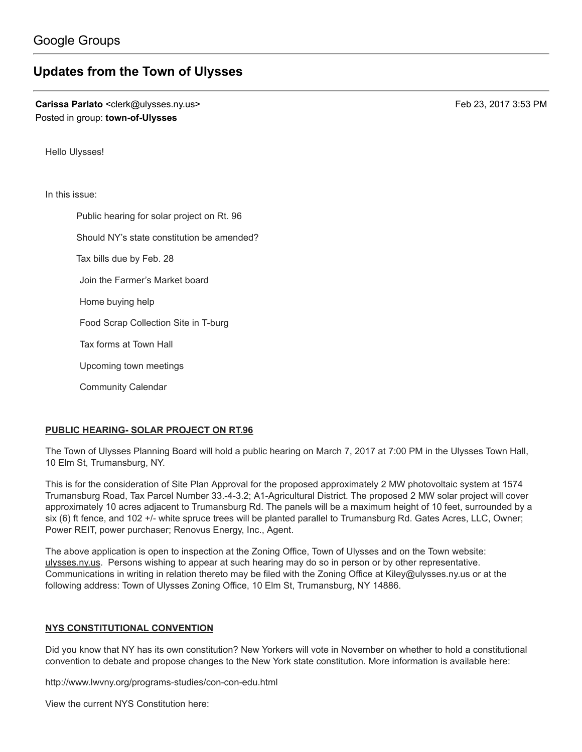Google Groups

# Updates from the Town of Ulysses

**Carissa Parlato** <clerk@ulysses.ny.us> Feb 23, 2017 3:53 PM
Posted in group: **town-of-Ulysses**

Hello Ulysses!

In this issue:

- Public hearing for solar project on Rt. 96
- Should NY's state constitution be amended?
- Tax bills due by Feb. 28
- Join the Farmer's Market board
- Home buying help
- Food Scrap Collection Site in T-burg
- Tax forms at Town Hall
- Upcoming town meetings
- Community Calendar

## PUBLIC HEARING- SOLAR PROJECT ON RT.96

The Town of Ulysses Planning Board will hold a public hearing on March 7, 2017 at 7:00 PM in the Ulysses Town Hall, 10 Elm St, Trumansburg, NY.

This is for the consideration of Site Plan Approval for the proposed approximately 2 MW photovoltaic system at 1574 Trumansburg Road, Tax Parcel Number 33.-4-3.2; A1-Agricultural District. The proposed 2 MW solar project will cover approximately 10 acres adjacent to Trumansburg Rd. The panels will be a maximum height of 10 feet, surrounded by a six (6) ft fence, and 102 +/- white spruce trees will be planted parallel to Trumansburg Rd. Gates Acres, LLC, Owner; Power REIT, power purchaser; Renovus Energy, Inc., Agent.

The above application is open to inspection at the Zoning Office, Town of Ulysses and on the Town website: ulysses.ny.us. Persons wishing to appear at such hearing may do so in person or by other representative. Communications in writing in relation thereto may be filed with the Zoning Office at Kiley@ulysses.ny.us or at the following address: Town of Ulysses Zoning Office, 10 Elm St, Trumansburg, NY 14886.

## NYS CONSTITUTIONAL CONVENTION

Did you know that NY has its own constitution? New Yorkers will vote in November on whether to hold a constitutional convention to debate and propose changes to the New York state constitution. More information is available here:

http://www.lwvny.org/programs-studies/con-con-edu.html

View the current NYS Constitution here: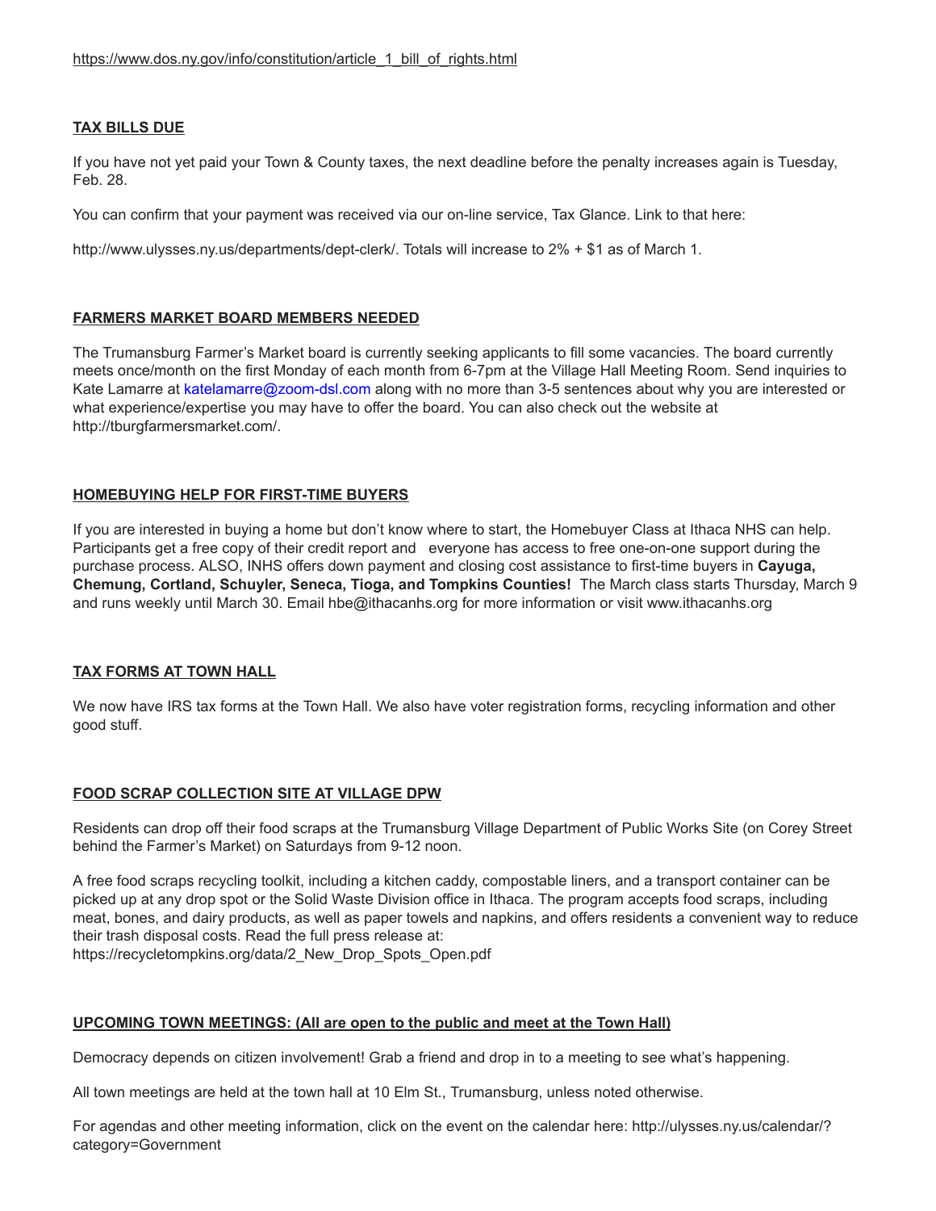https://www.dos.ny.gov/info/constitution/article_1_bill_of_rights.html

**TAX BILLS DUE**

If you have not yet paid your Town & County taxes, the next deadline before the penalty increases again is Tuesday, Feb. 28.

You can confirm that your payment was received via our on-line service, Tax Glance. Link to that here:

http://www.ulysses.ny.us/departments/dept-clerk/. Totals will increase to 2% + $1 as of March 1.

**FARMERS MARKET BOARD MEMBERS NEEDED**

The Trumansburg Farmer's Market board is currently seeking applicants to fill some vacancies. The board currently meets once/month on the first Monday of each month from 6-7pm at the Village Hall Meeting Room. Send inquiries to Kate Lamarre at katelamarre@zoom-dsl.com along with no more than 3-5 sentences about why you are interested or what experience/expertise you may have to offer the board. You can also check out the website at http://tburgfarmersmarket.com/.

**HOMEBUYING HELP FOR FIRST-TIME BUYERS**

If you are interested in buying a home but don't know where to start, the Homebuyer Class at Ithaca NHS can help. Participants get a free copy of their credit report and everyone has access to free one-on-one support during the purchase process. ALSO, INHS offers down payment and closing cost assistance to first-time buyers in **Cayuga, Chemung, Cortland, Schuyler, Seneca, Tioga, and Tompkins Counties!** The March class starts Thursday, March 9 and runs weekly until March 30. Email hbe@ithacanhs.org for more information or visit www.ithacanhs.org

**TAX FORMS AT TOWN HALL**

We now have IRS tax forms at the Town Hall. We also have voter registration forms, recycling information and other good stuff.

**FOOD SCRAP COLLECTION SITE AT VILLAGE DPW**

Residents can drop off their food scraps at the Trumansburg Village Department of Public Works Site (on Corey Street behind the Farmer's Market) on Saturdays from 9-12 noon.

A free food scraps recycling toolkit, including a kitchen caddy, compostable liners, and a transport container can be picked up at any drop spot or the Solid Waste Division office in Ithaca. The program accepts food scraps, including meat, bones, and dairy products, as well as paper towels and napkins, and offers residents a convenient way to reduce their trash disposal costs. Read the full press release at:
https://recycletompkins.org/data/2_New_Drop_Spots_Open.pdf

**UPCOMING TOWN MEETINGS: (All are open to the public and meet at the Town Hall)**

Democracy depends on citizen involvement! Grab a friend and drop in to a meeting to see what's happening.

All town meetings are held at the town hall at 10 Elm St., Trumansburg, unless noted otherwise.

For agendas and other meeting information, click on the event on the calendar here: http://ulysses.ny.us/calendar/?category=Government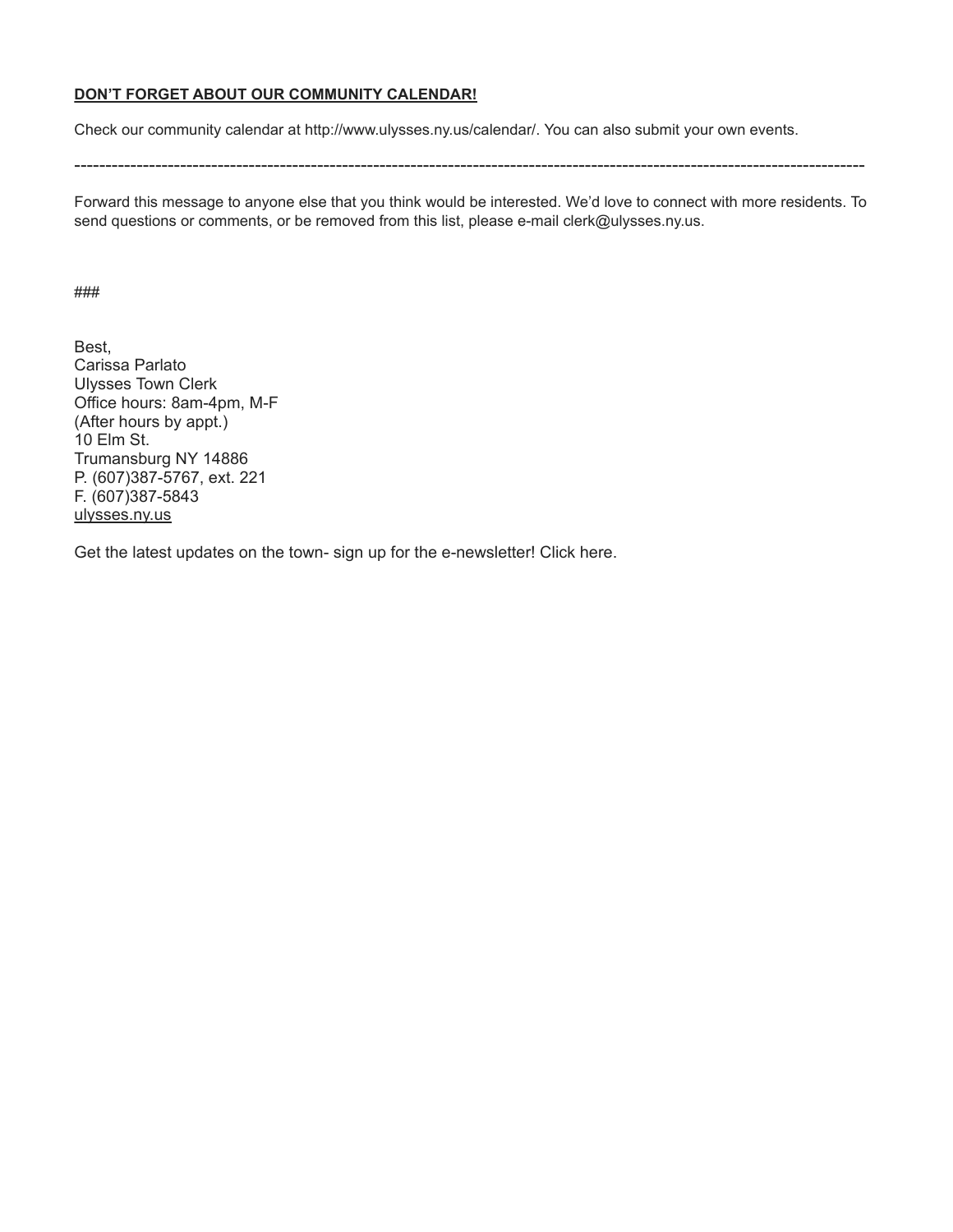**DON'T FORGET ABOUT OUR COMMUNITY CALENDAR!**

Check our community calendar at http://www.ulysses.ny.us/calendar/. You can also submit your own events.

---

Forward this message to anyone else that you think would be interested. We'd love to connect with more residents. To send questions or comments, or be removed from this list, please e-mail clerk@ulysses.ny.us.

###

Best,
Carissa Parlato
Ulysses Town Clerk
Office hours: 8am-4pm, M-F
(After hours by appt.)
10 Elm St.
Trumansburg NY 14886
P. (607)387-5767, ext. 221
F. (607)387-5843
ulysses.ny.us

Get the latest updates on the town- sign up for the e-newsletter! Click here.